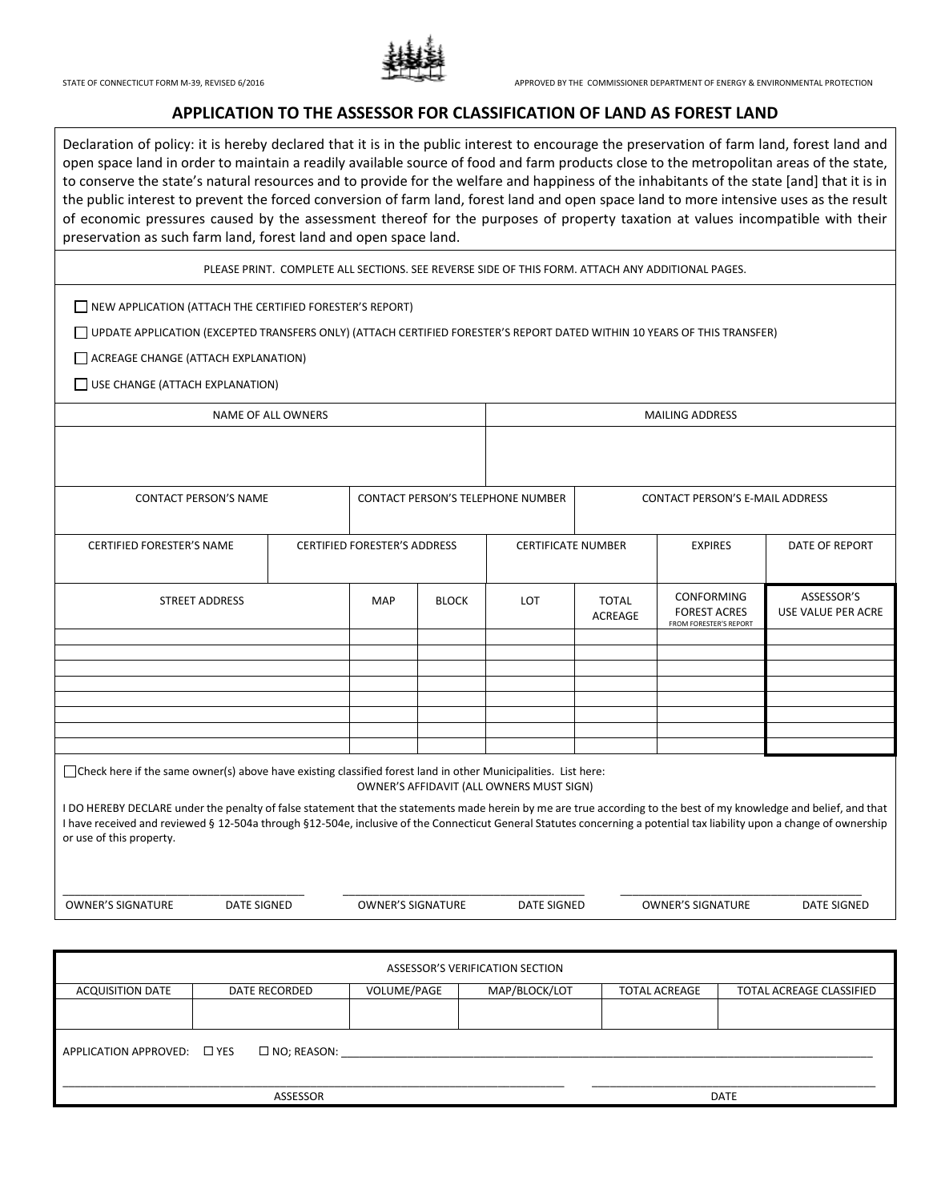STATE OF CONNECTICUT FORM M-39, REVISED 6/2016

APPROVED BY THE COMMISSIONER DEPARTMENT OF ENERGY & ENVIRONMENTAL PROTECTION

# APPLICATION TO THE ASSESSOR FOR CLASSIFICATION OF LAND AS FOREST LAND

Declaration of policy: it is hereby declared that it is in the public interest to encourage the preservation of farm land, forest land and open space land in order to maintain a readily available source of food and farm products close to the metropolitan areas of the state, to conserve the state's natural resources and to provide for the welfare and happiness of the inhabitants of the state [and] that it is in the public interest to prevent the forced conversion of farm land, forest land and open space land to more intensive uses as the result of economic pressures caused by the assessment thereof for the purposes of property taxation at values incompatible with their preservation as such farm land, forest land and open space land.

PLEASE PRINT. COMPLETE ALL SECTIONS. SEE REVERSE SIDE OF THIS FORM. ATTACH ANY ADDITIONAL PAGES.

- ☐ NEW APPLICATION (ATTACH THE CERTIFIED FORESTER'S REPORT)
- ☐ UPDATE APPLICATION (EXCEPTED TRANSFERS ONLY) (ATTACH CERTIFIED FORESTER'S REPORT DATED WITHIN 10 YEARS OF THIS TRANSFER)
- ☐ ACREAGE CHANGE (ATTACH EXPLANATION)
- ☐ USE CHANGE (ATTACH EXPLANATION)

| NAME OF ALL OWNERS | MAILING ADDRESS |
|---|---|
| | |

| CONTACT PERSON'S NAME | CONTACT PERSON'S TELEPHONE NUMBER | CONTACT PERSON'S E-MAIL ADDRESS |
|---|---|---|
| | | |

| CERTIFIED FORESTER'S NAME | CERTIFIED FORESTER'S ADDRESS | CERTIFICATE NUMBER | EXPIRES | DATE OF REPORT |
|---|---|---|---|---|
| | | | | |

| STREET ADDRESS | MAP | BLOCK | LOT | TOTAL ACREAGE | CONFORMING FOREST ACRES FROM FORESTER'S REPORT | ASSESSOR'S USE VALUE PER ACRE |
|---|---|---|---|---|---|---|
| | | | | | | |
| | | | | | | |
| | | | | | | |
| | | | | | | |
| | | | | | | |
| | | | | | | |
| | | | | | | |
| | | | | | | |

☐ Check here if the same owner(s) above have existing classified forest land in other Municipalities. List here:

OWNER'S AFFIDAVIT (ALL OWNERS MUST SIGN)

I DO HEREBY DECLARE under the penalty of false statement that the statements made herein by me are true according to the best of my knowledge and belief, and that I have received and reviewed § 12-504a through §12-504e, inclusive of the Connecticut General Statutes concerning a potential tax liability upon a change of ownership or use of this property.

_______________________________ OWNER'S SIGNATURE DATE SIGNED

_______________________________ OWNER'S SIGNATURE DATE SIGNED

_______________________________ OWNER'S SIGNATURE DATE SIGNED

ASSESSOR'S VERIFICATION SECTION

| ACQUISITION DATE | DATE RECORDED | VOLUME/PAGE | MAP/BLOCK/LOT | TOTAL ACREAGE | TOTAL ACREAGE CLASSIFIED |
|---|---|---|---|---|---|
| | | | | | |

APPLICATION APPROVED: ☐ YES ☐ NO; REASON: _______________________________

_______________________________ ASSESSOR

_______________________________ DATE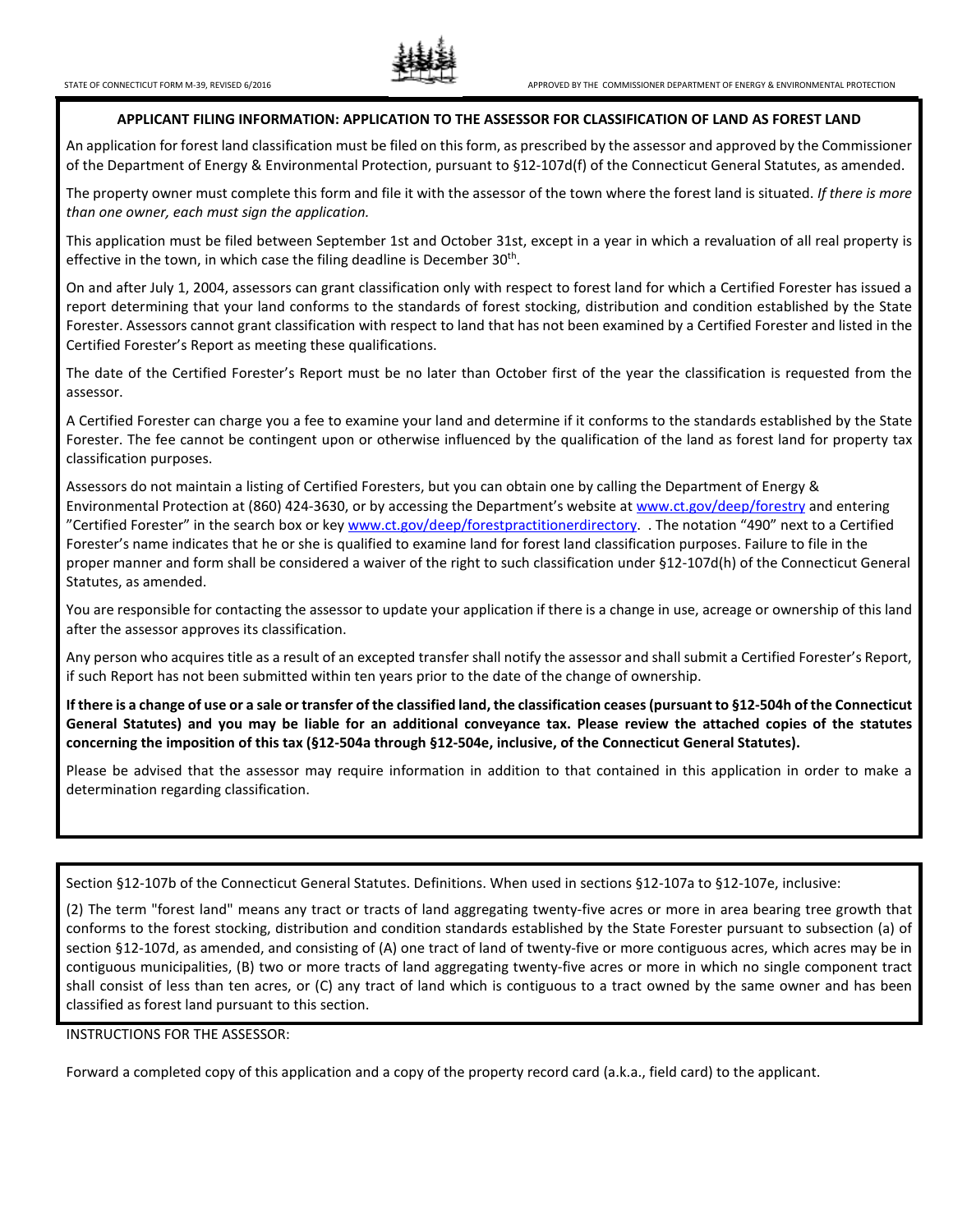## APPLICANT FILING INFORMATION: APPLICATION TO THE ASSESSOR FOR CLASSIFICATION OF LAND AS FOREST LAND

An application for forest land classification must be filed on this form, as prescribed by the assessor and approved by the Commissioner of the Department of Energy & Environmental Protection, pursuant to §12-107d(f) of the Connecticut General Statutes, as amended.

The property owner must complete this form and file it with the assessor of the town where the forest land is situated. *If there is more than one owner, each must sign the application.*

This application must be filed between September 1st and October 31st, except in a year in which a revaluation of all real property is effective in the town, in which case the filing deadline is December 30th.

On and after July 1, 2004, assessors can grant classification only with respect to forest land for which a Certified Forester has issued a report determining that your land conforms to the standards of forest stocking, distribution and condition established by the State Forester. Assessors cannot grant classification with respect to land that has not been examined by a Certified Forester and listed in the Certified Forester's Report as meeting these qualifications.

The date of the Certified Forester's Report must be no later than October first of the year the classification is requested from the assessor.

A Certified Forester can charge you a fee to examine your land and determine if it conforms to the standards established by the State Forester. The fee cannot be contingent upon or otherwise influenced by the qualification of the land as forest land for property tax classification purposes.

Assessors do not maintain a listing of Certified Foresters, but you can obtain one by calling the Department of Energy & Environmental Protection at (860) 424-3630, or by accessing the Department's website at www.ct.gov/deep/forestry and entering "Certified Forester" in the search box or key www.ct.gov/deep/forestpractitionerdirectory. . The notation "490" next to a Certified Forester's name indicates that he or she is qualified to examine land for forest land classification purposes. Failure to file in the proper manner and form shall be considered a waiver of the right to such classification under §12-107d(h) of the Connecticut General Statutes, as amended.

You are responsible for contacting the assessor to update your application if there is a change in use, acreage or ownership of this land after the assessor approves its classification.

Any person who acquires title as a result of an excepted transfer shall notify the assessor and shall submit a Certified Forester's Report, if such Report has not been submitted within ten years prior to the date of the change of ownership.

**If there is a change of use or a sale or transfer of the classified land, the classification ceases (pursuant to §12-504h of the Connecticut General Statutes) and you may be liable for an additional conveyance tax. Please review the attached copies of the statutes concerning the imposition of this tax (§12-504a through §12-504e, inclusive, of the Connecticut General Statutes).**

Please be advised that the assessor may require information in addition to that contained in this application in order to make a determination regarding classification.

Section §12-107b of the Connecticut General Statutes. Definitions. When used in sections §12-107a to §12-107e, inclusive:

(2) The term "forest land" means any tract or tracts of land aggregating twenty-five acres or more in area bearing tree growth that conforms to the forest stocking, distribution and condition standards established by the State Forester pursuant to subsection (a) of section §12-107d, as amended, and consisting of (A) one tract of land of twenty-five or more contiguous acres, which acres may be in contiguous municipalities, (B) two or more tracts of land aggregating twenty-five acres or more in which no single component tract shall consist of less than ten acres, or (C) any tract of land which is contiguous to a tract owned by the same owner and has been classified as forest land pursuant to this section.

INSTRUCTIONS FOR THE ASSESSOR:

Forward a completed copy of this application and a copy of the property record card (a.k.a., field card) to the applicant.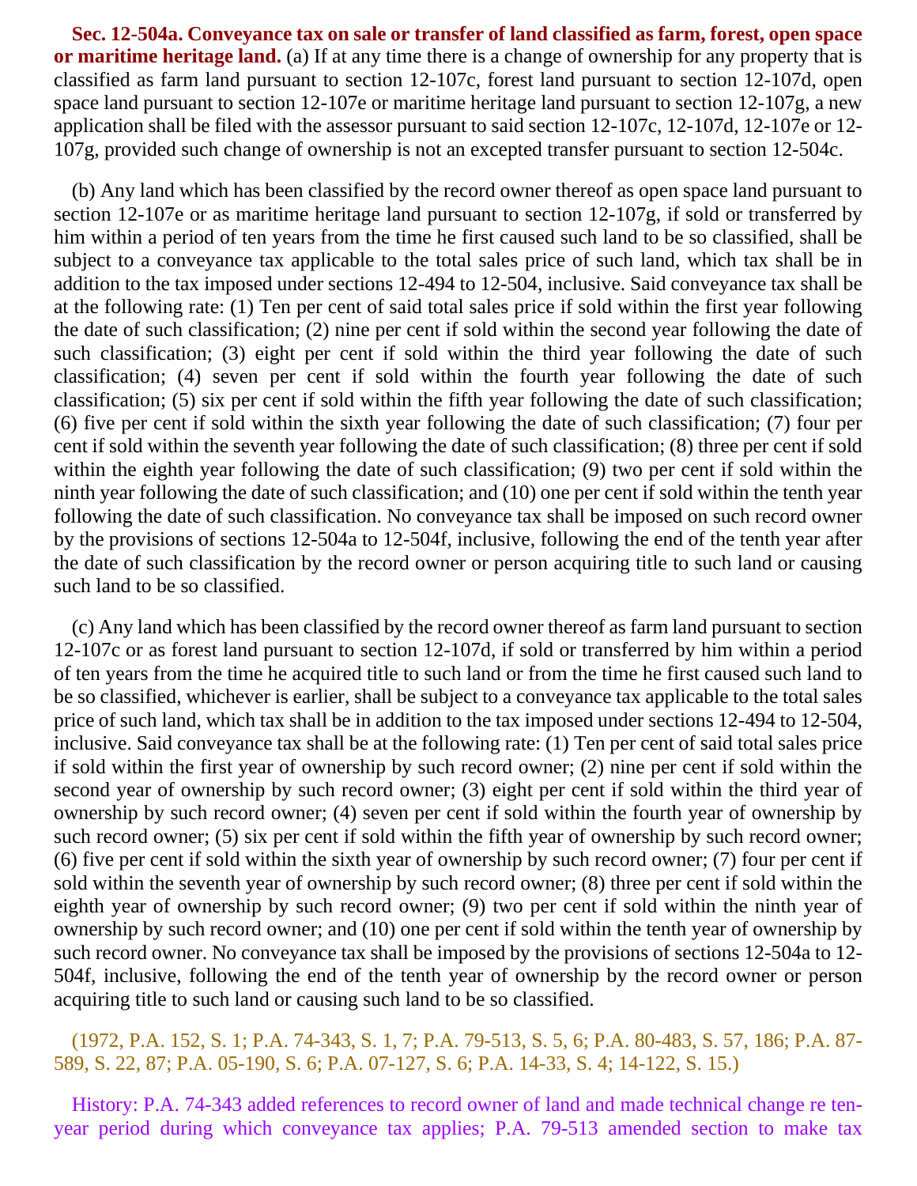**Sec. 12-504a. Conveyance tax on sale or transfer of land classified as farm, forest, open space or maritime heritage land.** (a) If at any time there is a change of ownership for any property that is classified as farm land pursuant to section 12-107c, forest land pursuant to section 12-107d, open space land pursuant to section 12-107e or maritime heritage land pursuant to section 12-107g, a new application shall be filed with the assessor pursuant to said section 12-107c, 12-107d, 12-107e or 12-107g, provided such change of ownership is not an excepted transfer pursuant to section 12-504c.

(b) Any land which has been classified by the record owner thereof as open space land pursuant to section 12-107e or as maritime heritage land pursuant to section 12-107g, if sold or transferred by him within a period of ten years from the time he first caused such land to be so classified, shall be subject to a conveyance tax applicable to the total sales price of such land, which tax shall be in addition to the tax imposed under sections 12-494 to 12-504, inclusive. Said conveyance tax shall be at the following rate: (1) Ten per cent of said total sales price if sold within the first year following the date of such classification; (2) nine per cent if sold within the second year following the date of such classification; (3) eight per cent if sold within the third year following the date of such classification; (4) seven per cent if sold within the fourth year following the date of such classification; (5) six per cent if sold within the fifth year following the date of such classification; (6) five per cent if sold within the sixth year following the date of such classification; (7) four per cent if sold within the seventh year following the date of such classification; (8) three per cent if sold within the eighth year following the date of such classification; (9) two per cent if sold within the ninth year following the date of such classification; and (10) one per cent if sold within the tenth year following the date of such classification. No conveyance tax shall be imposed on such record owner by the provisions of sections 12-504a to 12-504f, inclusive, following the end of the tenth year after the date of such classification by the record owner or person acquiring title to such land or causing such land to be so classified.

(c) Any land which has been classified by the record owner thereof as farm land pursuant to section 12-107c or as forest land pursuant to section 12-107d, if sold or transferred by him within a period of ten years from the time he acquired title to such land or from the time he first caused such land to be so classified, whichever is earlier, shall be subject to a conveyance tax applicable to the total sales price of such land, which tax shall be in addition to the tax imposed under sections 12-494 to 12-504, inclusive. Said conveyance tax shall be at the following rate: (1) Ten per cent of said total sales price if sold within the first year of ownership by such record owner; (2) nine per cent if sold within the second year of ownership by such record owner; (3) eight per cent if sold within the third year of ownership by such record owner; (4) seven per cent if sold within the fourth year of ownership by such record owner; (5) six per cent if sold within the fifth year of ownership by such record owner; (6) five per cent if sold within the sixth year of ownership by such record owner; (7) four per cent if sold within the seventh year of ownership by such record owner; (8) three per cent if sold within the eighth year of ownership by such record owner; (9) two per cent if sold within the ninth year of ownership by such record owner; and (10) one per cent if sold within the tenth year of ownership by such record owner. No conveyance tax shall be imposed by the provisions of sections 12-504a to 12-504f, inclusive, following the end of the tenth year of ownership by the record owner or person acquiring title to such land or causing such land to be so classified.

(1972, P.A. 152, S. 1; P.A. 74-343, S. 1, 7; P.A. 79-513, S. 5, 6; P.A. 80-483, S. 57, 186; P.A. 87-589, S. 22, 87; P.A. 05-190, S. 6; P.A. 07-127, S. 6; P.A. 14-33, S. 4; 14-122, S. 15.)

History: P.A. 74-343 added references to record owner of land and made technical change re ten-year period during which conveyance tax applies; P.A. 79-513 amended section to make tax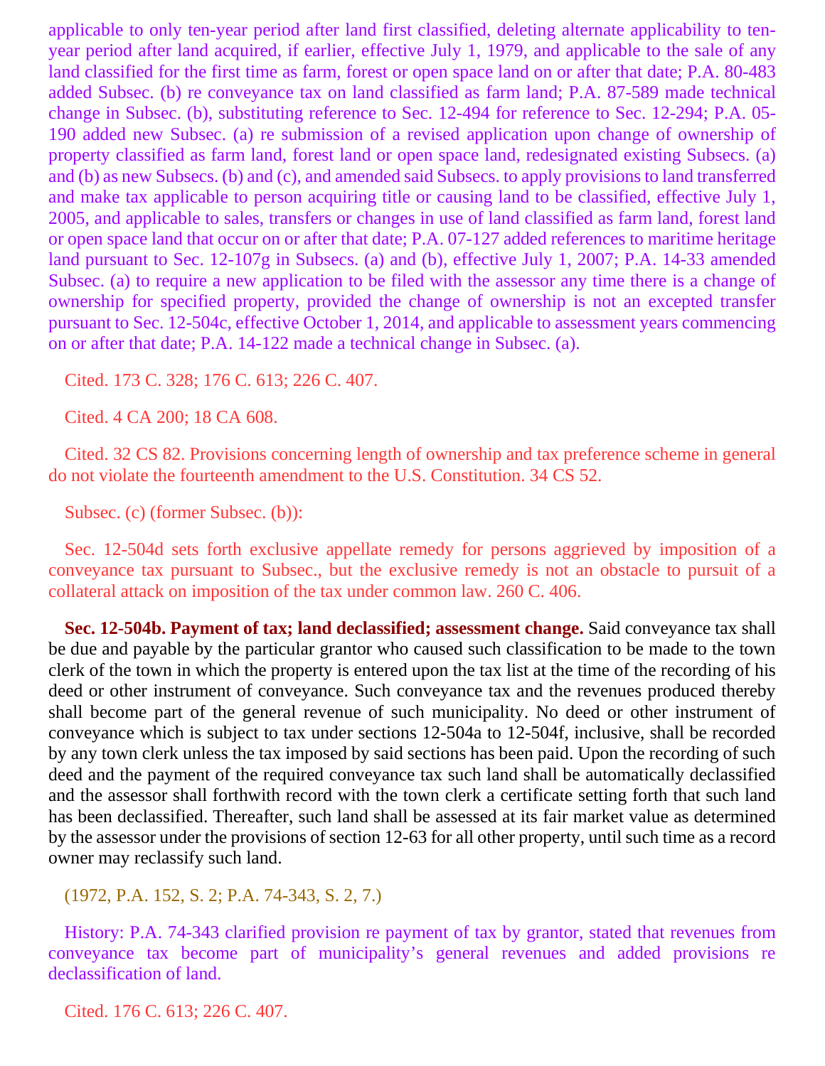applicable to only ten-year period after land first classified, deleting alternate applicability to ten-year period after land acquired, if earlier, effective July 1, 1979, and applicable to the sale of any land classified for the first time as farm, forest or open space land on or after that date; P.A. 80-483 added Subsec. (b) re conveyance tax on land classified as farm land; P.A. 87-589 made technical change in Subsec. (b), substituting reference to Sec. 12-494 for reference to Sec. 12-294; P.A. 05-190 added new Subsec. (a) re submission of a revised application upon change of ownership of property classified as farm land, forest land or open space land, redesignated existing Subsecs. (a) and (b) as new Subsecs. (b) and (c), and amended said Subsecs. to apply provisions to land transferred and make tax applicable to person acquiring title or causing land to be classified, effective July 1, 2005, and applicable to sales, transfers or changes in use of land classified as farm land, forest land or open space land that occur on or after that date; P.A. 07-127 added references to maritime heritage land pursuant to Sec. 12-107g in Subsecs. (a) and (b), effective July 1, 2007; P.A. 14-33 amended Subsec. (a) to require a new application to be filed with the assessor any time there is a change of ownership for specified property, provided the change of ownership is not an excepted transfer pursuant to Sec. 12-504c, effective October 1, 2014, and applicable to assessment years commencing on or after that date; P.A. 14-122 made a technical change in Subsec. (a).

Cited. 173 C. 328; 176 C. 613; 226 C. 407.

Cited. 4 CA 200; 18 CA 608.

Cited. 32 CS 82. Provisions concerning length of ownership and tax preference scheme in general do not violate the fourteenth amendment to the U.S. Constitution. 34 CS 52.

Subsec. (c) (former Subsec. (b)):

Sec. 12-504d sets forth exclusive appellate remedy for persons aggrieved by imposition of a conveyance tax pursuant to Subsec., but the exclusive remedy is not an obstacle to pursuit of a collateral attack on imposition of the tax under common law. 260 C. 406.

**Sec. 12-504b. Payment of tax; land declassified; assessment change.** Said conveyance tax shall be due and payable by the particular grantor who caused such classification to be made to the town clerk of the town in which the property is entered upon the tax list at the time of the recording of his deed or other instrument of conveyance. Such conveyance tax and the revenues produced thereby shall become part of the general revenue of such municipality. No deed or other instrument of conveyance which is subject to tax under sections 12-504a to 12-504f, inclusive, shall be recorded by any town clerk unless the tax imposed by said sections has been paid. Upon the recording of such deed and the payment of the required conveyance tax such land shall be automatically declassified and the assessor shall forthwith record with the town clerk a certificate setting forth that such land has been declassified. Thereafter, such land shall be assessed at its fair market value as determined by the assessor under the provisions of section 12-63 for all other property, until such time as a record owner may reclassify such land.

(1972, P.A. 152, S. 2; P.A. 74-343, S. 2, 7.)

History: P.A. 74-343 clarified provision re payment of tax by grantor, stated that revenues from conveyance tax become part of municipality's general revenues and added provisions re declassification of land.

Cited. 176 C. 613; 226 C. 407.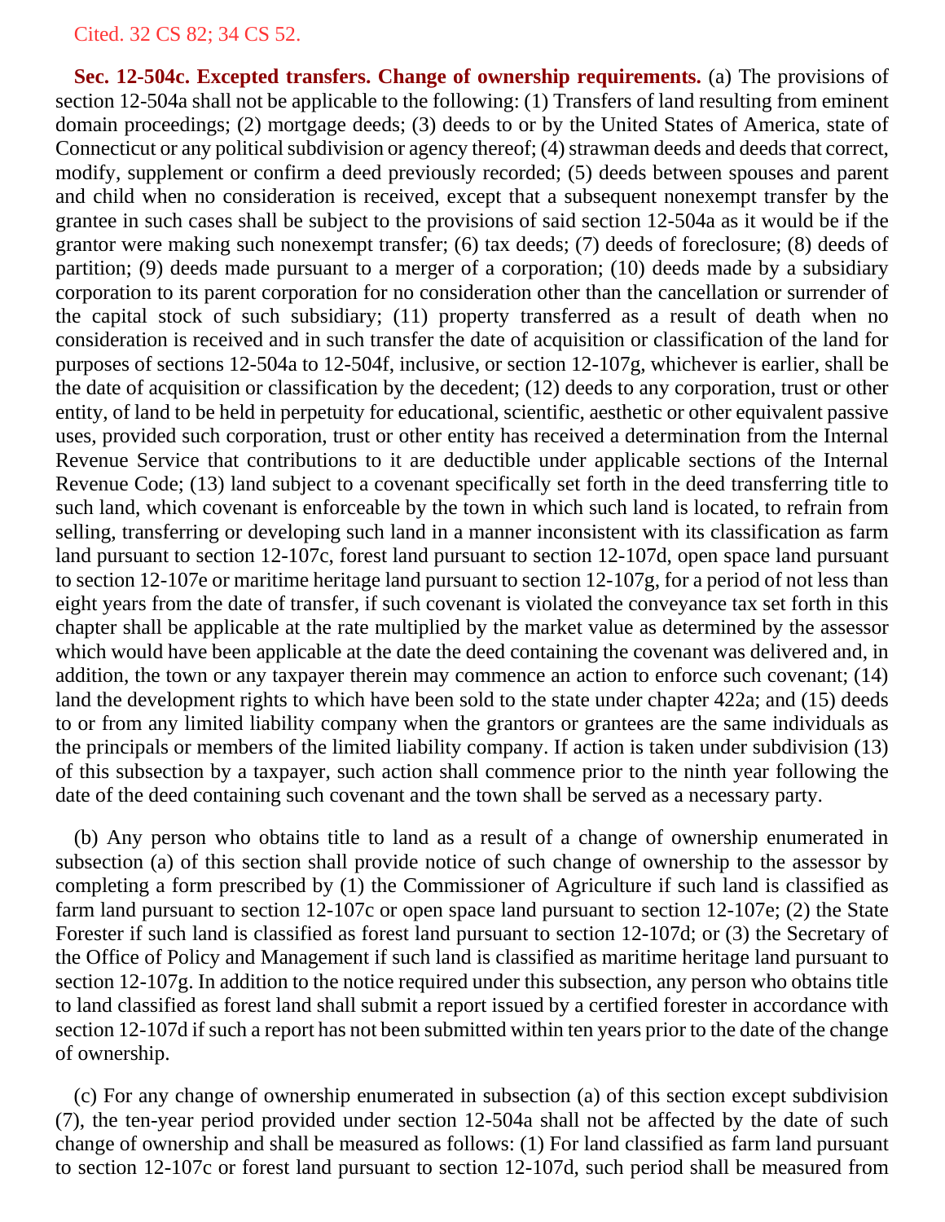Cited. 32 CS 82; 34 CS 52.

**Sec. 12-504c. Excepted transfers. Change of ownership requirements.** (a) The provisions of section 12-504a shall not be applicable to the following: (1) Transfers of land resulting from eminent domain proceedings; (2) mortgage deeds; (3) deeds to or by the United States of America, state of Connecticut or any political subdivision or agency thereof; (4) strawman deeds and deeds that correct, modify, supplement or confirm a deed previously recorded; (5) deeds between spouses and parent and child when no consideration is received, except that a subsequent nonexempt transfer by the grantee in such cases shall be subject to the provisions of said section 12-504a as it would be if the grantor were making such nonexempt transfer; (6) tax deeds; (7) deeds of foreclosure; (8) deeds of partition; (9) deeds made pursuant to a merger of a corporation; (10) deeds made by a subsidiary corporation to its parent corporation for no consideration other than the cancellation or surrender of the capital stock of such subsidiary; (11) property transferred as a result of death when no consideration is received and in such transfer the date of acquisition or classification of the land for purposes of sections 12-504a to 12-504f, inclusive, or section 12-107g, whichever is earlier, shall be the date of acquisition or classification by the decedent; (12) deeds to any corporation, trust or other entity, of land to be held in perpetuity for educational, scientific, aesthetic or other equivalent passive uses, provided such corporation, trust or other entity has received a determination from the Internal Revenue Service that contributions to it are deductible under applicable sections of the Internal Revenue Code; (13) land subject to a covenant specifically set forth in the deed transferring title to such land, which covenant is enforceable by the town in which such land is located, to refrain from selling, transferring or developing such land in a manner inconsistent with its classification as farm land pursuant to section 12-107c, forest land pursuant to section 12-107d, open space land pursuant to section 12-107e or maritime heritage land pursuant to section 12-107g, for a period of not less than eight years from the date of transfer, if such covenant is violated the conveyance tax set forth in this chapter shall be applicable at the rate multiplied by the market value as determined by the assessor which would have been applicable at the date the deed containing the covenant was delivered and, in addition, the town or any taxpayer therein may commence an action to enforce such covenant; (14) land the development rights to which have been sold to the state under chapter 422a; and (15) deeds to or from any limited liability company when the grantors or grantees are the same individuals as the principals or members of the limited liability company. If action is taken under subdivision (13) of this subsection by a taxpayer, such action shall commence prior to the ninth year following the date of the deed containing such covenant and the town shall be served as a necessary party.

(b) Any person who obtains title to land as a result of a change of ownership enumerated in subsection (a) of this section shall provide notice of such change of ownership to the assessor by completing a form prescribed by (1) the Commissioner of Agriculture if such land is classified as farm land pursuant to section 12-107c or open space land pursuant to section 12-107e; (2) the State Forester if such land is classified as forest land pursuant to section 12-107d; or (3) the Secretary of the Office of Policy and Management if such land is classified as maritime heritage land pursuant to section 12-107g. In addition to the notice required under this subsection, any person who obtains title to land classified as forest land shall submit a report issued by a certified forester in accordance with section 12-107d if such a report has not been submitted within ten years prior to the date of the change of ownership.

(c) For any change of ownership enumerated in subsection (a) of this section except subdivision (7), the ten-year period provided under section 12-504a shall not be affected by the date of such change of ownership and shall be measured as follows: (1) For land classified as farm land pursuant to section 12-107c or forest land pursuant to section 12-107d, such period shall be measured from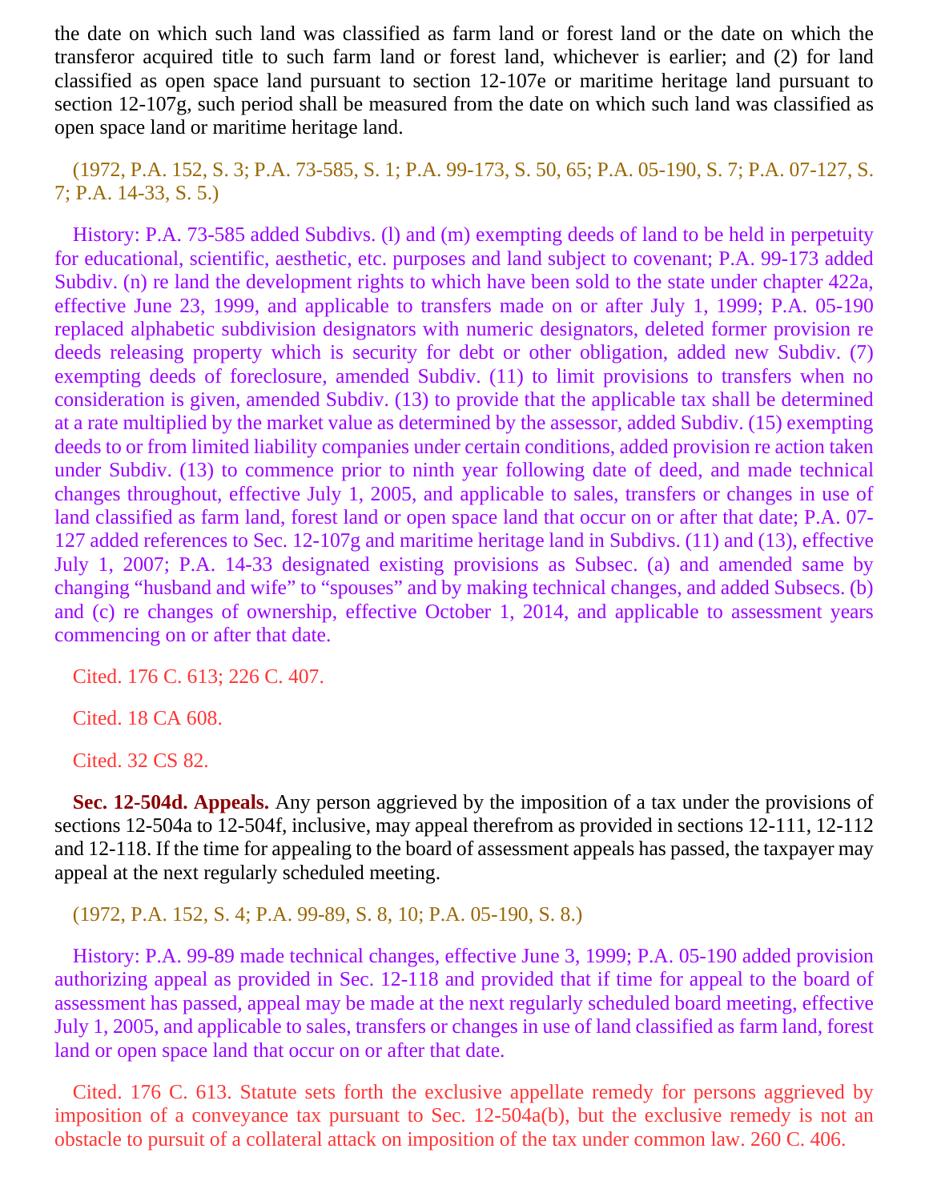the date on which such land was classified as farm land or forest land or the date on which the transferor acquired title to such farm land or forest land, whichever is earlier; and (2) for land classified as open space land pursuant to section 12-107e or maritime heritage land pursuant to section 12-107g, such period shall be measured from the date on which such land was classified as open space land or maritime heritage land.

(1972, P.A. 152, S. 3; P.A. 73-585, S. 1; P.A. 99-173, S. 50, 65; P.A. 05-190, S. 7; P.A. 07-127, S. 7; P.A. 14-33, S. 5.)

History: P.A. 73-585 added Subdivs. (l) and (m) exempting deeds of land to be held in perpetuity for educational, scientific, aesthetic, etc. purposes and land subject to covenant; P.A. 99-173 added Subdiv. (n) re land the development rights to which have been sold to the state under chapter 422a, effective June 23, 1999, and applicable to transfers made on or after July 1, 1999; P.A. 05-190 replaced alphabetic subdivision designators with numeric designators, deleted former provision re deeds releasing property which is security for debt or other obligation, added new Subdiv. (7) exempting deeds of foreclosure, amended Subdiv. (11) to limit provisions to transfers when no consideration is given, amended Subdiv. (13) to provide that the applicable tax shall be determined at a rate multiplied by the market value as determined by the assessor, added Subdiv. (15) exempting deeds to or from limited liability companies under certain conditions, added provision re action taken under Subdiv. (13) to commence prior to ninth year following date of deed, and made technical changes throughout, effective July 1, 2005, and applicable to sales, transfers or changes in use of land classified as farm land, forest land or open space land that occur on or after that date; P.A. 07-127 added references to Sec. 12-107g and maritime heritage land in Subdivs. (11) and (13), effective July 1, 2007; P.A. 14-33 designated existing provisions as Subsec. (a) and amended same by changing "husband and wife" to "spouses" and by making technical changes, and added Subsecs. (b) and (c) re changes of ownership, effective October 1, 2014, and applicable to assessment years commencing on or after that date.

Cited. 176 C. 613; 226 C. 407.

Cited. 18 CA 608.

Cited. 32 CS 82.

**Sec. 12-504d. Appeals.** Any person aggrieved by the imposition of a tax under the provisions of sections 12-504a to 12-504f, inclusive, may appeal therefrom as provided in sections 12-111, 12-112 and 12-118. If the time for appealing to the board of assessment appeals has passed, the taxpayer may appeal at the next regularly scheduled meeting.

(1972, P.A. 152, S. 4; P.A. 99-89, S. 8, 10; P.A. 05-190, S. 8.)

History: P.A. 99-89 made technical changes, effective June 3, 1999; P.A. 05-190 added provision authorizing appeal as provided in Sec. 12-118 and provided that if time for appeal to the board of assessment has passed, appeal may be made at the next regularly scheduled board meeting, effective July 1, 2005, and applicable to sales, transfers or changes in use of land classified as farm land, forest land or open space land that occur on or after that date.

Cited. 176 C. 613. Statute sets forth the exclusive appellate remedy for persons aggrieved by imposition of a conveyance tax pursuant to Sec. 12-504a(b), but the exclusive remedy is not an obstacle to pursuit of a collateral attack on imposition of the tax under common law. 260 C. 406.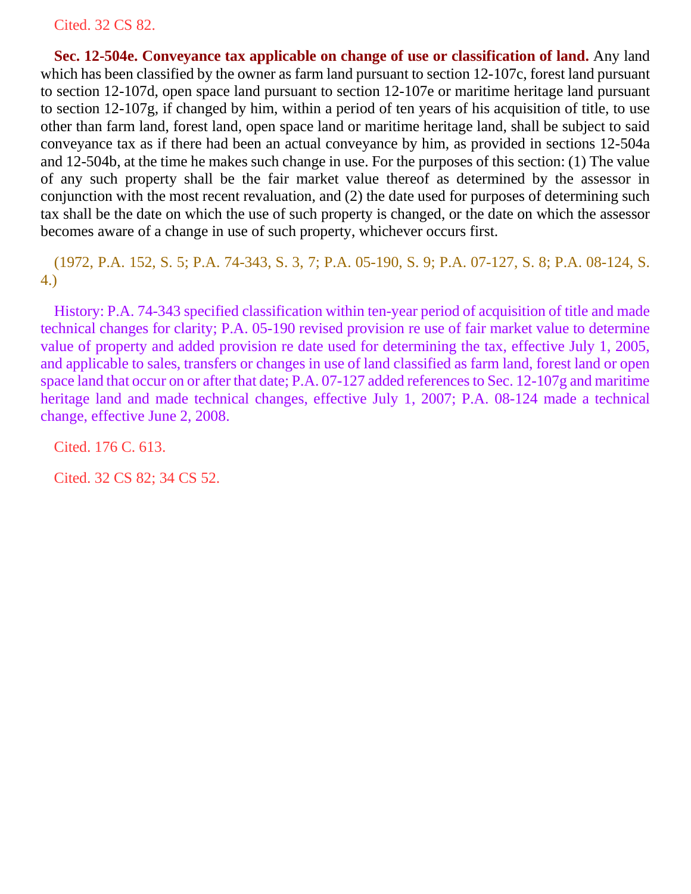Cited. 32 CS 82.

**Sec. 12-504e. Conveyance tax applicable on change of use or classification of land.** Any land which has been classified by the owner as farm land pursuant to section 12-107c, forest land pursuant to section 12-107d, open space land pursuant to section 12-107e or maritime heritage land pursuant to section 12-107g, if changed by him, within a period of ten years of his acquisition of title, to use other than farm land, forest land, open space land or maritime heritage land, shall be subject to said conveyance tax as if there had been an actual conveyance by him, as provided in sections 12-504a and 12-504b, at the time he makes such change in use. For the purposes of this section: (1) The value of any such property shall be the fair market value thereof as determined by the assessor in conjunction with the most recent revaluation, and (2) the date used for purposes of determining such tax shall be the date on which the use of such property is changed, or the date on which the assessor becomes aware of a change in use of such property, whichever occurs first.

(1972, P.A. 152, S. 5; P.A. 74-343, S. 3, 7; P.A. 05-190, S. 9; P.A. 07-127, S. 8; P.A. 08-124, S. 4.)

History: P.A. 74-343 specified classification within ten-year period of acquisition of title and made technical changes for clarity; P.A. 05-190 revised provision re use of fair market value to determine value of property and added provision re date used for determining the tax, effective July 1, 2005, and applicable to sales, transfers or changes in use of land classified as farm land, forest land or open space land that occur on or after that date; P.A. 07-127 added references to Sec. 12-107g and maritime heritage land and made technical changes, effective July 1, 2007; P.A. 08-124 made a technical change, effective June 2, 2008.

Cited. 176 C. 613.

Cited. 32 CS 82; 34 CS 52.